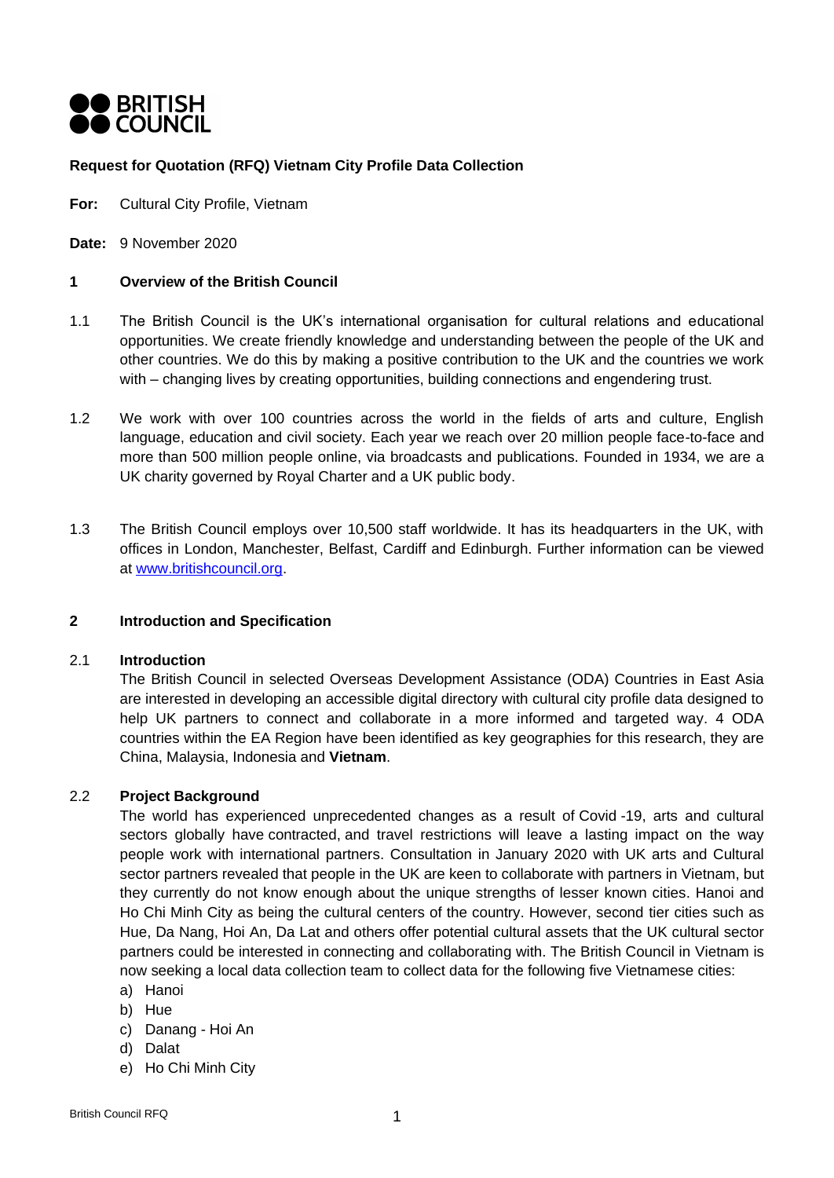**BRITISH COUNCIL**

**Request for Quotation (RFQ) Vietnam City Profile Data Collection**

**For:** Cultural City Profile, Vietnam

**Date:** 9 November 2020

## 1 Overview of the British Council

1.1 The British Council is the UK's international organisation for cultural relations and educational opportunities. We create friendly knowledge and understanding between the people of the UK and other countries. We do this by making a positive contribution to the UK and the countries we work with – changing lives by creating opportunities, building connections and engendering trust.

1.2 We work with over 100 countries across the world in the fields of arts and culture, English language, education and civil society. Each year we reach over 20 million people face-to-face and more than 500 million people online, via broadcasts and publications. Founded in 1934, we are a UK charity governed by Royal Charter and a UK public body.

1.3 The British Council employs over 10,500 staff worldwide. It has its headquarters in the UK, with offices in London, Manchester, Belfast, Cardiff and Edinburgh. Further information can be viewed at [www.britishcouncil.org](www.britishcouncil.org).

## 2 Introduction and Specification

### 2.1 Introduction

The British Council in selected Overseas Development Assistance (ODA) Countries in East Asia are interested in developing an accessible digital directory with cultural city profile data designed to help UK partners to connect and collaborate in a more informed and targeted way. 4 ODA countries within the EA Region have been identified as key geographies for this research, they are China, Malaysia, Indonesia and **Vietnam**.

### 2.2 Project Background

The world has experienced unprecedented changes as a result of Covid -19, arts and cultural sectors globally have contracted, and travel restrictions will leave a lasting impact on the way people work with international partners. Consultation in January 2020 with UK arts and Cultural sector partners revealed that people in the UK are keen to collaborate with partners in Vietnam, but they currently do not know enough about the unique strengths of lesser known cities. Hanoi and Ho Chi Minh City as being the cultural centers of the country. However, second tier cities such as Hue, Da Nang, Hoi An, Da Lat and others offer potential cultural assets that the UK cultural sector partners could be interested in connecting and collaborating with. The British Council in Vietnam is now seeking a local data collection team to collect data for the following five Vietnamese cities:

a) Hanoi
b) Hue
c) Danang - Hoi An
d) Dalat
e) Ho Chi Minh City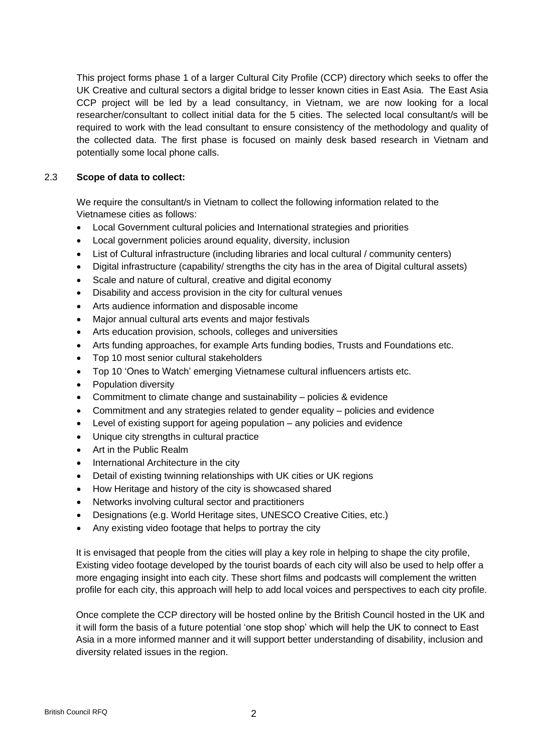This project forms phase 1 of a larger Cultural City Profile (CCP) directory which seeks to offer the UK Creative and cultural sectors a digital bridge to lesser known cities in East Asia. The East Asia CCP project will be led by a lead consultancy, in Vietnam, we are now looking for a local researcher/consultant to collect initial data for the 5 cities. The selected local consultant/s will be required to work with the lead consultant to ensure consistency of the methodology and quality of the collected data. The first phase is focused on mainly desk based research in Vietnam and potentially some local phone calls.

2.3 **Scope of data to collect:**

We require the consultant/s in Vietnam to collect the following information related to the Vietnamese cities as follows:

- Local Government cultural policies and International strategies and priorities
- Local government policies around equality, diversity, inclusion
- List of Cultural infrastructure (including libraries and local cultural / community centers)
- Digital infrastructure (capability/ strengths the city has in the area of Digital cultural assets)
- Scale and nature of cultural, creative and digital economy
- Disability and access provision in the city for cultural venues
- Arts audience information and disposable income
- Major annual cultural arts events and major festivals
- Arts education provision, schools, colleges and universities
- Arts funding approaches, for example Arts funding bodies, Trusts and Foundations etc.
- Top 10 most senior cultural stakeholders
- Top 10 'Ones to Watch' emerging Vietnamese cultural influencers artists etc.
- Population diversity
- Commitment to climate change and sustainability – policies & evidence
- Commitment and any strategies related to gender equality – policies and evidence
- Level of existing support for ageing population – any policies and evidence
- Unique city strengths in cultural practice
- Art in the Public Realm
- International Architecture in the city
- Detail of existing twinning relationships with UK cities or UK regions
- How Heritage and history of the city is showcased shared
- Networks involving cultural sector and practitioners
- Designations (e.g. World Heritage sites, UNESCO Creative Cities, etc.)
- Any existing video footage that helps to portray the city

It is envisaged that people from the cities will play a key role in helping to shape the city profile, Existing video footage developed by the tourist boards of each city will also be used to help offer a more engaging insight into each city. These short films and podcasts will complement the written profile for each city, this approach will help to add local voices and perspectives to each city profile.

Once complete the CCP directory will be hosted online by the British Council hosted in the UK and it will form the basis of a future potential 'one stop shop' which will help the UK to connect to East Asia in a more informed manner and it will support better understanding of disability, inclusion and diversity related issues in the region.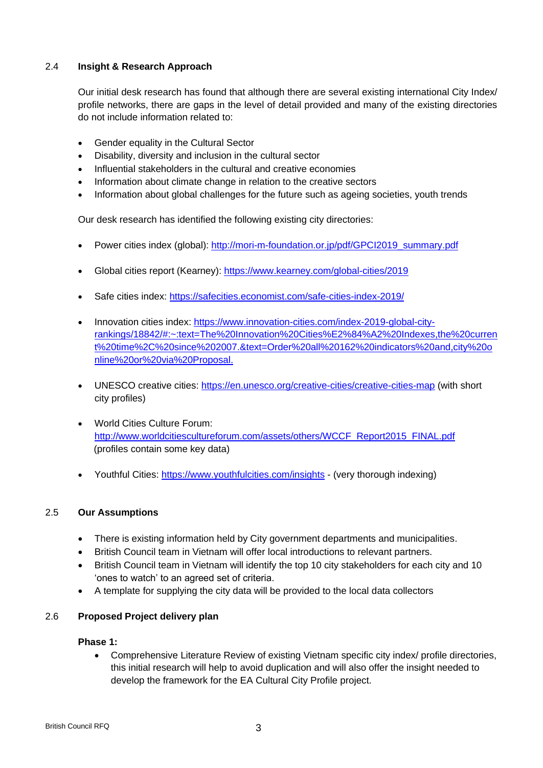### 2.4 Insight & Research Approach

Our initial desk research has found that although there are several existing international City Index/ profile networks, there are gaps in the level of detail provided and many of the existing directories do not include information related to:

- Gender equality in the Cultural Sector
- Disability, diversity and inclusion in the cultural sector
- Influential stakeholders in the cultural and creative economies
- Information about climate change in relation to the creative sectors
- Information about global challenges for the future such as ageing societies, youth trends

Our desk research has identified the following existing city directories:

- Power cities index (global): http://mori-m-foundation.or.jp/pdf/GPCI2019_summary.pdf

- Global cities report (Kearney): https://www.kearney.com/global-cities/2019

- Safe cities index: https://safecities.economist.com/safe-cities-index-2019/

- Innovation cities index: https://www.innovation-cities.com/index-2019-global-city-rankings/18842/#:~:text=The%20Innovation%20Cities%E2%84%A2%20Indexes,the%20current%20time%2C%20since%202007.&text=Order%20all%20162%20indicators%20and,city%20online%20or%20via%20Proposal.

- UNESCO creative cities: https://en.unesco.org/creative-cities/creative-cities-map (with short city profiles)

- World Cities Culture Forum: http://www.worldcitiescultureforum.com/assets/others/WCCF_Report2015_FINAL.pdf (profiles contain some key data)

- Youthful Cities: https://www.youthfulcities.com/insights - (very thorough indexing)

### 2.5 Our Assumptions

- There is existing information held by City government departments and municipalities.
- British Council team in Vietnam will offer local introductions to relevant partners.
- British Council team in Vietnam will identify the top 10 city stakeholders for each city and 10 'ones to watch' to an agreed set of criteria.
- A template for supplying the city data will be provided to the local data collectors

### 2.6 Proposed Project delivery plan

**Phase 1:**

- Comprehensive Literature Review of existing Vietnam specific city index/ profile directories, this initial research will help to avoid duplication and will also offer the insight needed to develop the framework for the EA Cultural City Profile project.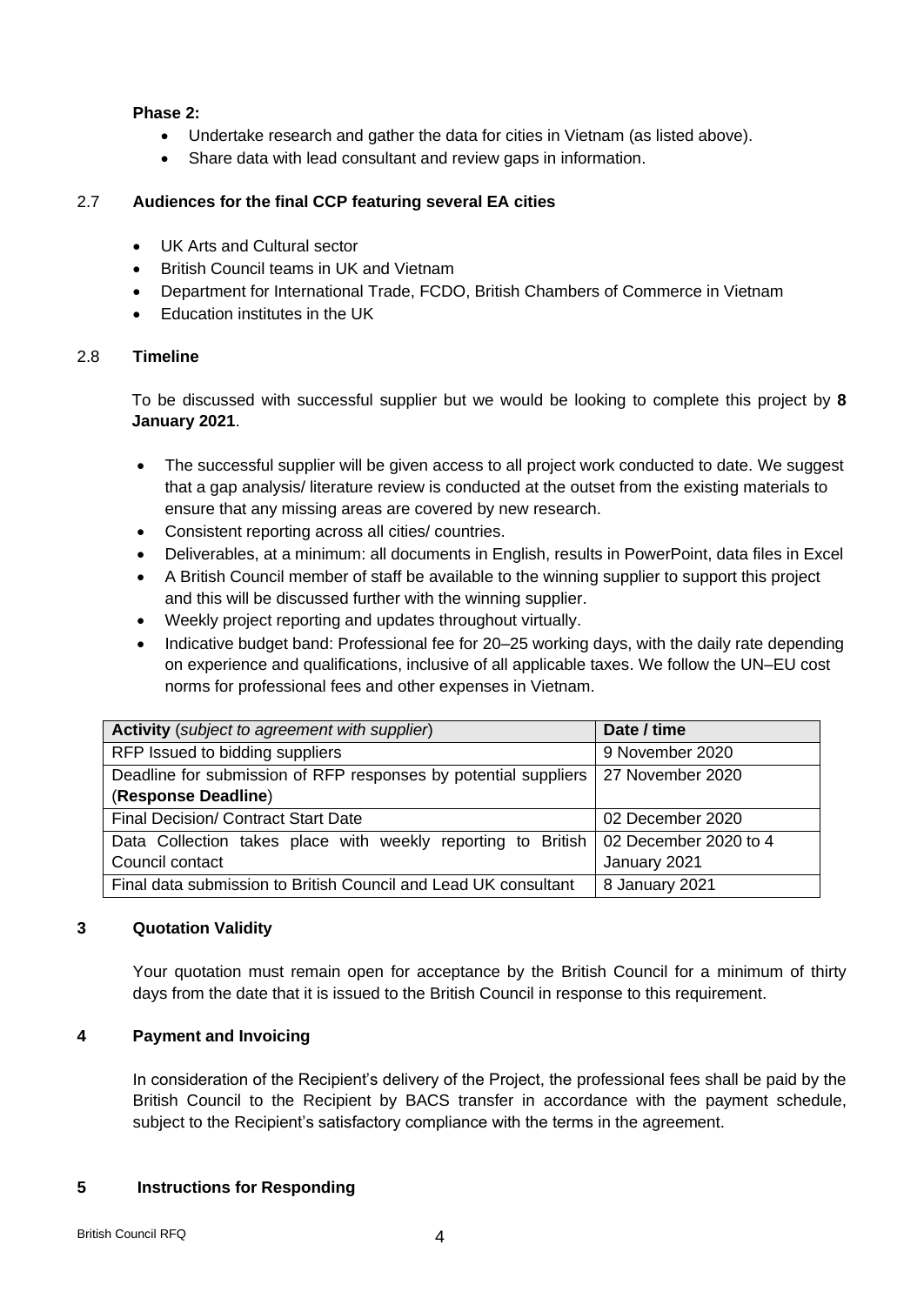**Phase 2:**

- Undertake research and gather the data for cities in Vietnam (as listed above).
- Share data with lead consultant and review gaps in information.

### 2.7 Audiences for the final CCP featuring several EA cities

- UK Arts and Cultural sector
- British Council teams in UK and Vietnam
- Department for International Trade, FCDO, British Chambers of Commerce in Vietnam
- Education institutes in the UK

### 2.8 Timeline

To be discussed with successful supplier but we would be looking to complete this project by **8 January 2021**.

- The successful supplier will be given access to all project work conducted to date. We suggest that a gap analysis/ literature review is conducted at the outset from the existing materials to ensure that any missing areas are covered by new research.
- Consistent reporting across all cities/ countries.
- Deliverables, at a minimum: all documents in English, results in PowerPoint, data files in Excel
- A British Council member of staff be available to the winning supplier to support this project and this will be discussed further with the winning supplier.
- Weekly project reporting and updates throughout virtually.
- Indicative budget band: Professional fee for 20–25 working days, with the daily rate depending on experience and qualifications, inclusive of all applicable taxes. We follow the UN–EU cost norms for professional fees and other expenses in Vietnam.

| **Activity** (*subject to agreement with supplier*) | **Date / time** |
| --- | --- |
| RFP Issued to bidding suppliers | 9 November 2020 |
| Deadline for submission of RFP responses by potential suppliers (**Response Deadline**) | 27 November 2020 |
| Final Decision/ Contract Start Date | 02 December 2020 |
| Data Collection takes place with weekly reporting to British Council contact | 02 December 2020 to 4 January 2021 |
| Final data submission to British Council and Lead UK consultant | 8 January 2021 |

## 3 Quotation Validity

Your quotation must remain open for acceptance by the British Council for a minimum of thirty days from the date that it is issued to the British Council in response to this requirement.

## 4 Payment and Invoicing

In consideration of the Recipient's delivery of the Project, the professional fees shall be paid by the British Council to the Recipient by BACS transfer in accordance with the payment schedule, subject to the Recipient's satisfactory compliance with the terms in the agreement.

## 5 Instructions for Responding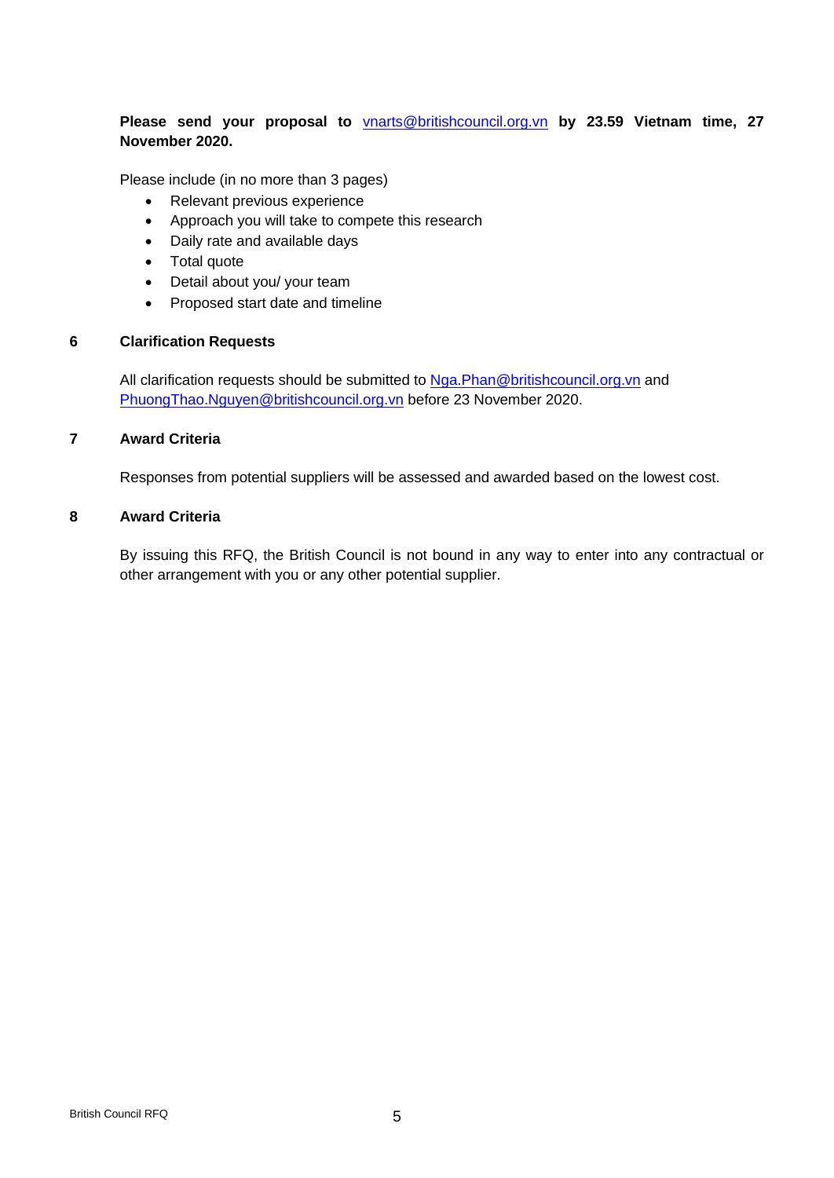**Please send your proposal to vnarts@britishcouncil.org.vn by 23.59 Vietnam time, 27 November 2020.**

Please include (in no more than 3 pages)

- Relevant previous experience
- Approach you will take to compete this research
- Daily rate and available days
- Total quote
- Detail about you/ your team
- Proposed start date and timeline

## 6 Clarification Requests

All clarification requests should be submitted to Nga.Phan@britishcouncil.org.vn and PhuongThao.Nguyen@britishcouncil.org.vn before 23 November 2020.

## 7 Award Criteria

Responses from potential suppliers will be assessed and awarded based on the lowest cost.

## 8 Award Criteria

By issuing this RFQ, the British Council is not bound in any way to enter into any contractual or other arrangement with you or any other potential supplier.